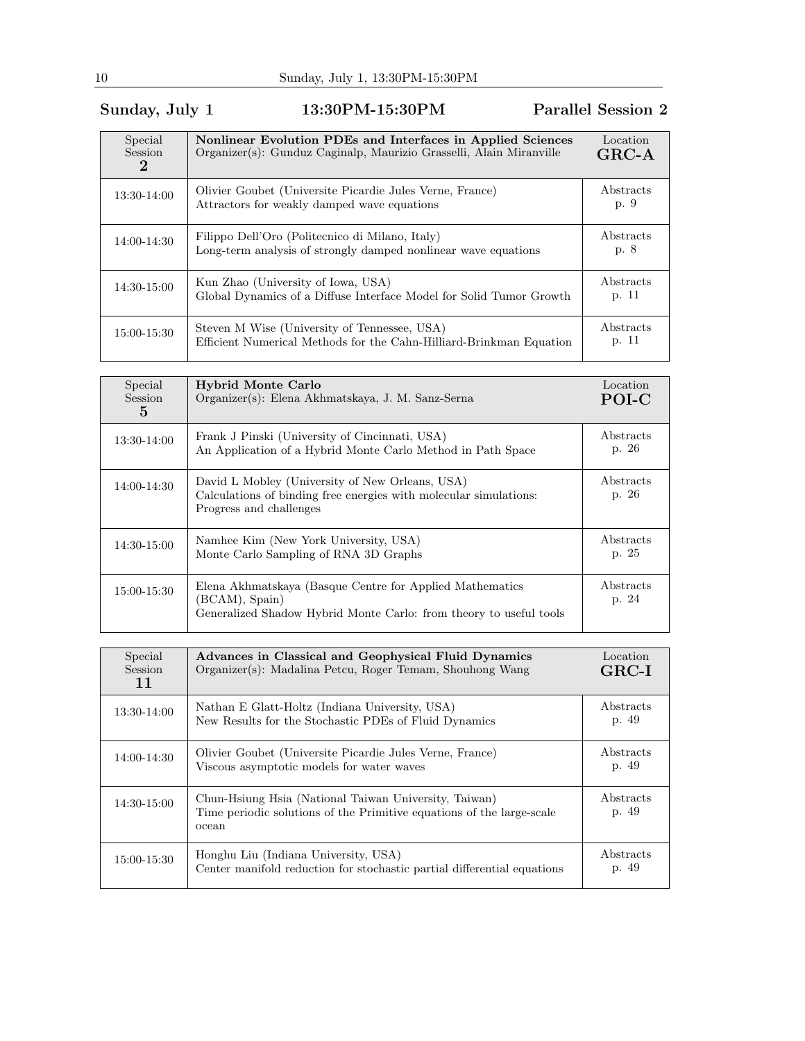## Sunday, July 1 — 13:30PM-15:30PM — Parallel Session 2

| Special Session 2 | **Nonlinear Evolution PDEs and Interfaces in Applied Sciences**<br>Organizer(s): Gunduz Caginalp, Maurizio Grasselli, Alain Miranville | Location **GRC-A** |
|---|---|---|
| 13:30-14:00 | Olivier Goubet (Universite Picardie Jules Verne, France)<br>Attractors for weakly damped wave equations | Abstracts p. 9 |
| 14:00-14:30 | Filippo Dell'Oro (Politecnico di Milano, Italy)<br>Long-term analysis of strongly damped nonlinear wave equations | Abstracts p. 8 |
| 14:30-15:00 | Kun Zhao (University of Iowa, USA)<br>Global Dynamics of a Diffuse Interface Model for Solid Tumor Growth | Abstracts p. 11 |
| 15:00-15:30 | Steven M Wise (University of Tennessee, USA)<br>Efficient Numerical Methods for the Cahn-Hilliard-Brinkman Equation | Abstracts p. 11 |

| Special Session 5 | **Hybrid Monte Carlo**<br>Organizer(s): Elena Akhmatskaya, J. M. Sanz-Serna | Location **POI-C** |
|---|---|---|
| 13:30-14:00 | Frank J Pinski (University of Cincinnati, USA)<br>An Application of a Hybrid Monte Carlo Method in Path Space | Abstracts p. 26 |
| 14:00-14:30 | David L Mobley (University of New Orleans, USA)<br>Calculations of binding free energies with molecular simulations: Progress and challenges | Abstracts p. 26 |
| 14:30-15:00 | Namhee Kim (New York University, USA)<br>Monte Carlo Sampling of RNA 3D Graphs | Abstracts p. 25 |
| 15:00-15:30 | Elena Akhmatskaya (Basque Centre for Applied Mathematics (BCAM), Spain)<br>Generalized Shadow Hybrid Monte Carlo: from theory to useful tools | Abstracts p. 24 |

| Special Session 11 | **Advances in Classical and Geophysical Fluid Dynamics**<br>Organizer(s): Madalina Petcu, Roger Temam, Shouhong Wang | Location **GRC-I** |
|---|---|---|
| 13:30-14:00 | Nathan E Glatt-Holtz (Indiana University, USA)<br>New Results for the Stochastic PDEs of Fluid Dynamics | Abstracts p. 49 |
| 14:00-14:30 | Olivier Goubet (Universite Picardie Jules Verne, France)<br>Viscous asymptotic models for water waves | Abstracts p. 49 |
| 14:30-15:00 | Chun-Hsiung Hsia (National Taiwan University, Taiwan)<br>Time periodic solutions of the Primitive equations of the large-scale ocean | Abstracts p. 49 |
| 15:00-15:30 | Honghu Liu (Indiana University, USA)<br>Center manifold reduction for stochastic partial differential equations | Abstracts p. 49 |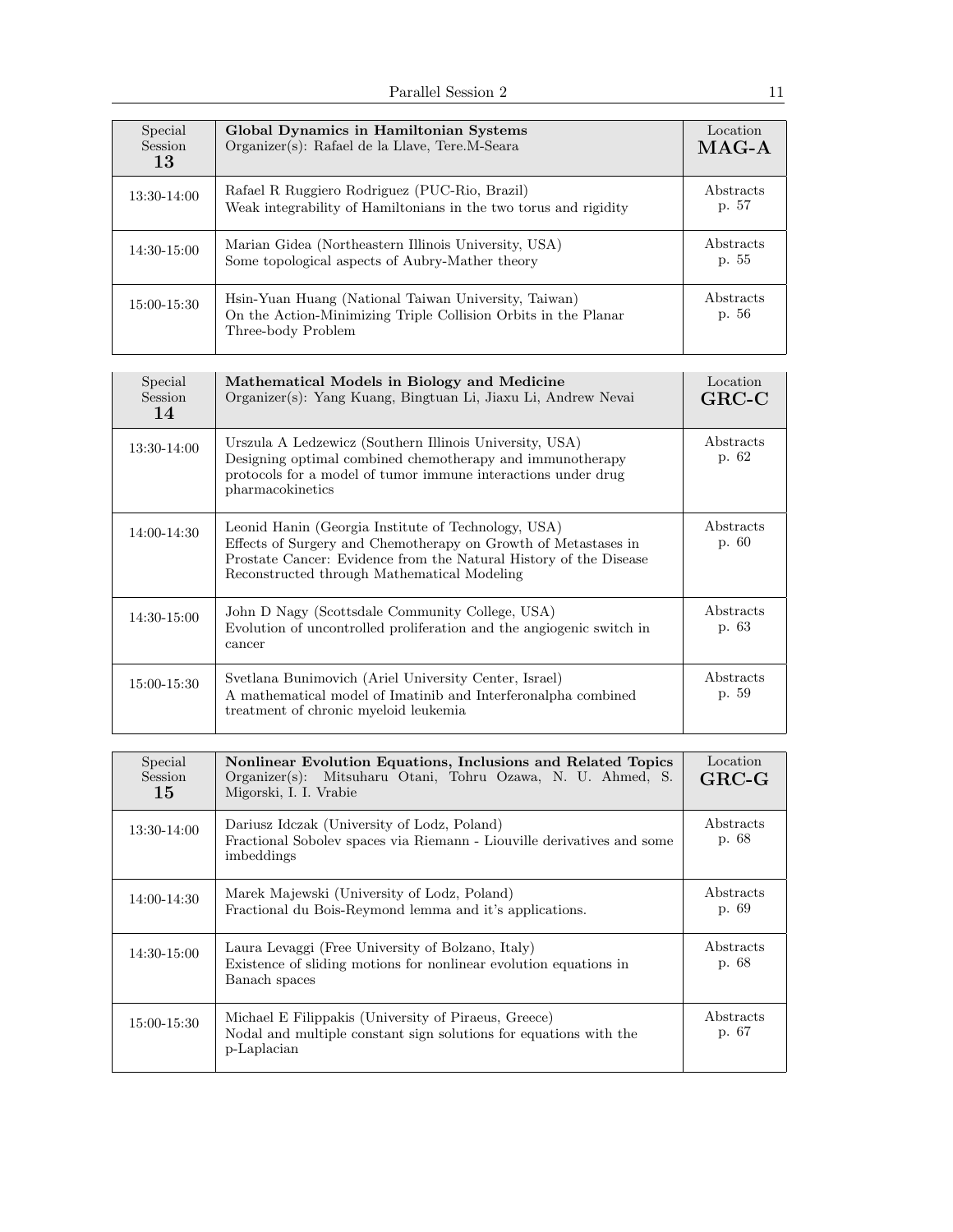| Special Session 13 | **Global Dynamics in Hamiltonian Systems**<br>Organizer(s): Rafael de la Llave, Tere.M-Seara | Location **MAG-A** |
|---|---|---|
| 13:30-14:00 | Rafael R Ruggiero Rodriguez (PUC-Rio, Brazil)<br>Weak integrability of Hamiltonians in the two torus and rigidity | Abstracts p. 57 |
| 14:30-15:00 | Marian Gidea (Northeastern Illinois University, USA)<br>Some topological aspects of Aubry-Mather theory | Abstracts p. 55 |
| 15:00-15:30 | Hsin-Yuan Huang (National Taiwan University, Taiwan)<br>On the Action-Minimizing Triple Collision Orbits in the Planar Three-body Problem | Abstracts p. 56 |

| Special Session 14 | **Mathematical Models in Biology and Medicine**<br>Organizer(s): Yang Kuang, Bingtuan Li, Jiaxu Li, Andrew Nevai | Location **GRC-C** |
|---|---|---|
| 13:30-14:00 | Urszula A Ledzewicz (Southern Illinois University, USA)<br>Designing optimal combined chemotherapy and immunotherapy protocols for a model of tumor immune interactions under drug pharmacokinetics | Abstracts p. 62 |
| 14:00-14:30 | Leonid Hanin (Georgia Institute of Technology, USA)<br>Effects of Surgery and Chemotherapy on Growth of Metastases in Prostate Cancer: Evidence from the Natural History of the Disease Reconstructed through Mathematical Modeling | Abstracts p. 60 |
| 14:30-15:00 | John D Nagy (Scottsdale Community College, USA)<br>Evolution of uncontrolled proliferation and the angiogenic switch in cancer | Abstracts p. 63 |
| 15:00-15:30 | Svetlana Bunimovich (Ariel University Center, Israel)<br>A mathematical model of Imatinib and Interferonalpha combined treatment of chronic myeloid leukemia | Abstracts p. 59 |

| Special Session 15 | **Nonlinear Evolution Equations, Inclusions and Related Topics**<br>Organizer(s): Mitsuharu Otani, Tohru Ozawa, N. U. Ahmed, S. Migorski, I. I. Vrabie | Location **GRC-G** |
|---|---|---|
| 13:30-14:00 | Dariusz Idczak (University of Lodz, Poland)<br>Fractional Sobolev spaces via Riemann - Liouville derivatives and some imbeddings | Abstracts p. 68 |
| 14:00-14:30 | Marek Majewski (University of Lodz, Poland)<br>Fractional du Bois-Reymond lemma and it's applications. | Abstracts p. 69 |
| 14:30-15:00 | Laura Levaggi (Free University of Bolzano, Italy)<br>Existence of sliding motions for nonlinear evolution equations in Banach spaces | Abstracts p. 68 |
| 15:00-15:30 | Michael E Filippakis (University of Piraeus, Greece)<br>Nodal and multiple constant sign solutions for equations with the p-Laplacian | Abstracts p. 67 |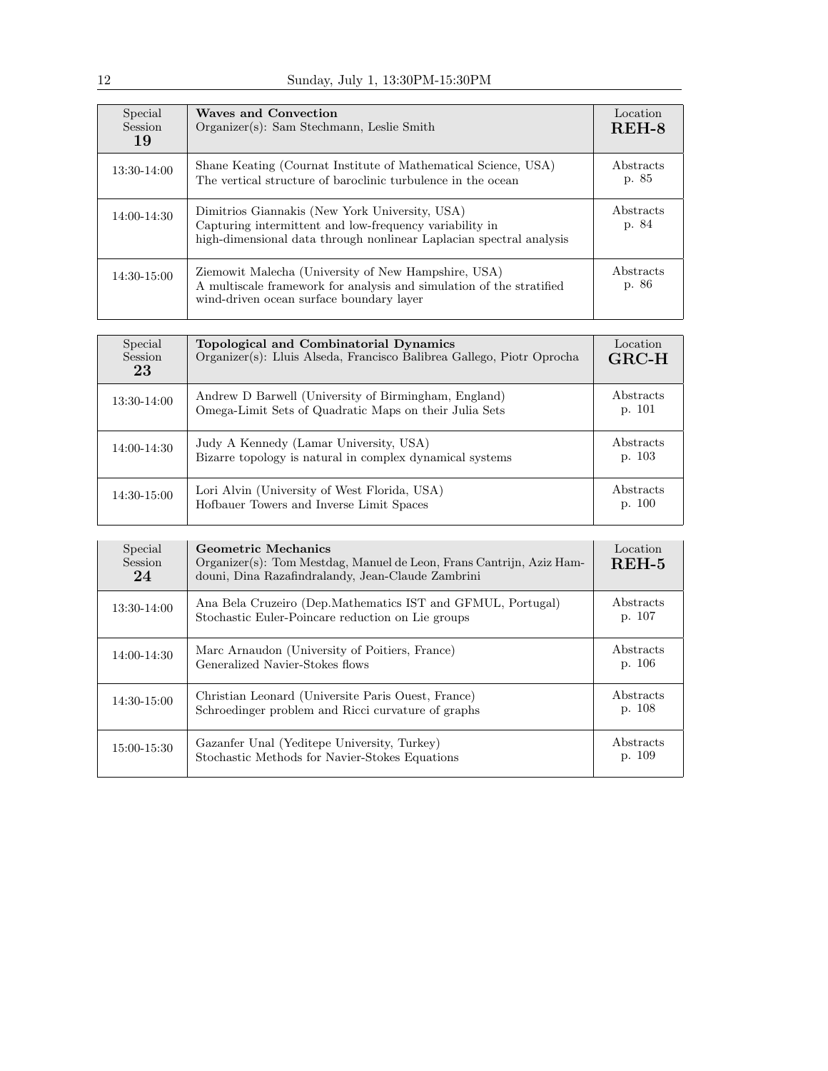## Sunday, July 1, 13:30PM-15:30PM

| Special Session **19** | **Waves and Convection**<br>Organizer(s): Sam Stechmann, Leslie Smith | Location **REH-8** |
|---|---|---|
| 13:30-14:00 | Shane Keating (Cournat Institute of Mathematical Science, USA)<br>The vertical structure of baroclinic turbulence in the ocean | Abstracts p. 85 |
| 14:00-14:30 | Dimitrios Giannakis (New York University, USA)<br>Capturing intermittent and low-frequency variability in high-dimensional data through nonlinear Laplacian spectral analysis | Abstracts p. 84 |
| 14:30-15:00 | Ziemowit Malecha (University of New Hampshire, USA)<br>A multiscale framework for analysis and simulation of the stratified wind-driven ocean surface boundary layer | Abstracts p. 86 |

| Special Session **23** | **Topological and Combinatorial Dynamics**<br>Organizer(s): Lluis Alseda, Francisco Balibrea Gallego, Piotr Oprocha | Location **GRC-H** |
|---|---|---|
| 13:30-14:00 | Andrew D Barwell (University of Birmingham, England)<br>Omega-Limit Sets of Quadratic Maps on their Julia Sets | Abstracts p. 101 |
| 14:00-14:30 | Judy A Kennedy (Lamar University, USA)<br>Bizarre topology is natural in complex dynamical systems | Abstracts p. 103 |
| 14:30-15:00 | Lori Alvin (University of West Florida, USA)<br>Hofbauer Towers and Inverse Limit Spaces | Abstracts p. 100 |

| Special Session **24** | **Geometric Mechanics**<br>Organizer(s): Tom Mestdag, Manuel de Leon, Frans Cantrijn, Aziz Hamdouni, Dina Razafindralandy, Jean-Claude Zambrini | Location **REH-5** |
|---|---|---|
| 13:30-14:00 | Ana Bela Cruzeiro (Dep.Mathematics IST and GFMUL, Portugal)<br>Stochastic Euler-Poincare reduction on Lie groups | Abstracts p. 107 |
| 14:00-14:30 | Marc Arnaudon (University of Poitiers, France)<br>Generalized Navier-Stokes flows | Abstracts p. 106 |
| 14:30-15:00 | Christian Leonard (Universite Paris Ouest, France)<br>Schroedinger problem and Ricci curvature of graphs | Abstracts p. 108 |
| 15:00-15:30 | Gazanfer Unal (Yeditepe University, Turkey)<br>Stochastic Methods for Navier-Stokes Equations | Abstracts p. 109 |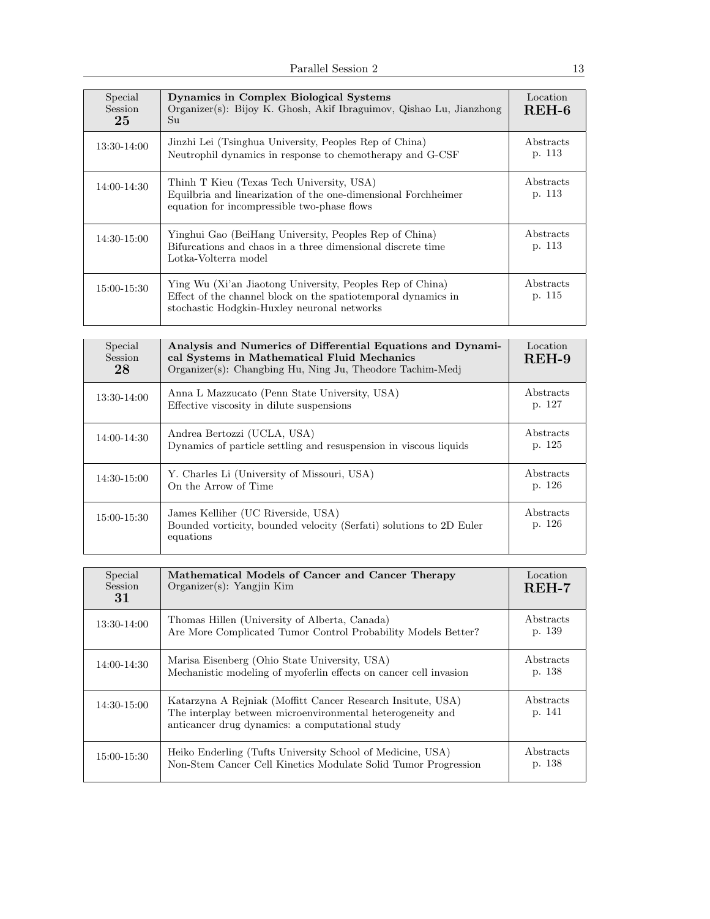| Special Session **25** | **Dynamics in Complex Biological Systems** Organizer(s): Bijoy K. Ghosh, Akif Ibraguimov, Qishao Lu, Jianzhong Su | Location **REH-6** |
|---|---|---|
| 13:30-14:00 | Jinzhi Lei (Tsinghua University, Peoples Rep of China) Neutrophil dynamics in response to chemotherapy and G-CSF | Abstracts p. 113 |
| 14:00-14:30 | Thinh T Kieu (Texas Tech University, USA) Equilbria and linearization of the one-dimensional Forchheimer equation for incompressible two-phase flows | Abstracts p. 113 |
| 14:30-15:00 | Yinghui Gao (BeiHang University, Peoples Rep of China) Bifurcations and chaos in a three dimensional discrete time Lotka-Volterra model | Abstracts p. 113 |
| 15:00-15:30 | Ying Wu (Xi'an Jiaotong University, Peoples Rep of China) Effect of the channel block on the spatiotemporal dynamics in stochastic Hodgkin-Huxley neuronal networks | Abstracts p. 115 |

| Special Session **28** | **Analysis and Numerics of Differential Equations and Dynamical Systems in Mathematical Fluid Mechanics** Organizer(s): Changbing Hu, Ning Ju, Theodore Tachim-Medj | Location **REH-9** |
|---|---|---|
| 13:30-14:00 | Anna L Mazzucato (Penn State University, USA) Effective viscosity in dilute suspensions | Abstracts p. 127 |
| 14:00-14:30 | Andrea Bertozzi (UCLA, USA) Dynamics of particle settling and resuspension in viscous liquids | Abstracts p. 125 |
| 14:30-15:00 | Y. Charles Li (University of Missouri, USA) On the Arrow of Time | Abstracts p. 126 |
| 15:00-15:30 | James Kelliher (UC Riverside, USA) Bounded vorticity, bounded velocity (Serfati) solutions to 2D Euler equations | Abstracts p. 126 |

| Special Session **31** | **Mathematical Models of Cancer and Cancer Therapy** Organizer(s): Yangjin Kim | Location **REH-7** |
|---|---|---|
| 13:30-14:00 | Thomas Hillen (University of Alberta, Canada) Are More Complicated Tumor Control Probability Models Better? | Abstracts p. 139 |
| 14:00-14:30 | Marisa Eisenberg (Ohio State University, USA) Mechanistic modeling of myoferlin effects on cancer cell invasion | Abstracts p. 138 |
| 14:30-15:00 | Katarzyna A Rejniak (Moffitt Cancer Research Insitute, USA) The interplay between microenvironmental heterogeneity and anticancer drug dynamics: a computational study | Abstracts p. 141 |
| 15:00-15:30 | Heiko Enderling (Tufts University School of Medicine, USA) Non-Stem Cancer Cell Kinetics Modulate Solid Tumor Progression | Abstracts p. 138 |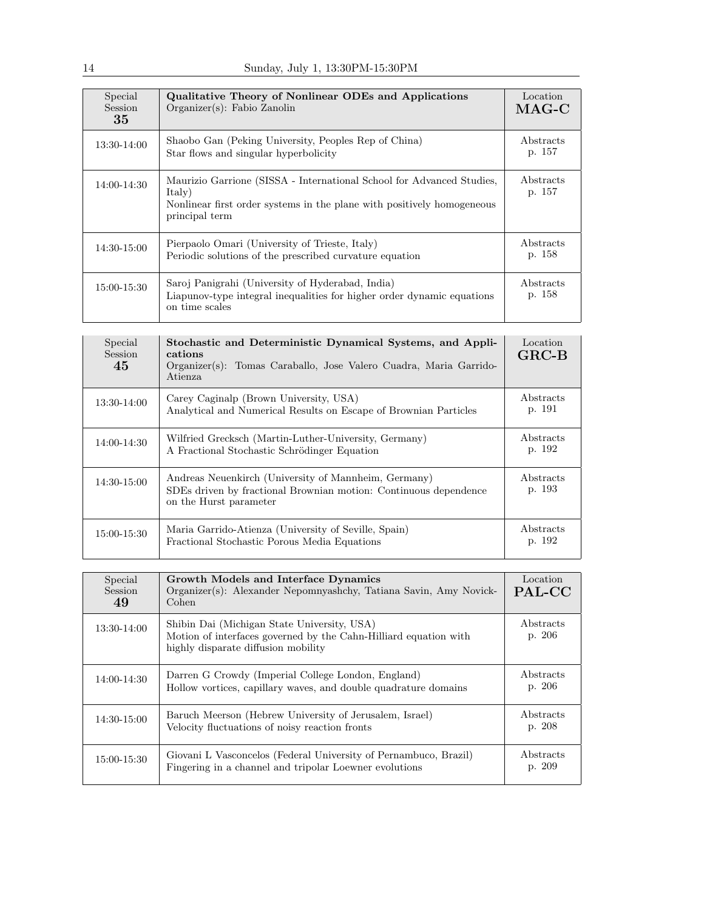| Special Session **35** | **Qualitative Theory of Nonlinear ODEs and Applications**<br>Organizer(s): Fabio Zanolin | Location **MAG-C** |
|---|---|---|
| 13:30-14:00 | Shaobo Gan (Peking University, Peoples Rep of China)<br>Star flows and singular hyperbolicity | Abstracts p. 157 |
| 14:00-14:30 | Maurizio Garrione (SISSA - International School for Advanced Studies, Italy)<br>Nonlinear first order systems in the plane with positively homogeneous principal term | Abstracts p. 157 |
| 14:30-15:00 | Pierpaolo Omari (University of Trieste, Italy)<br>Periodic solutions of the prescribed curvature equation | Abstracts p. 158 |
| 15:00-15:30 | Saroj Panigrahi (University of Hyderabad, India)<br>Liapunov-type integral inequalities for higher order dynamic equations on time scales | Abstracts p. 158 |

| Special Session **45** | **Stochastic and Deterministic Dynamical Systems, and Applications**<br>Organizer(s): Tomas Caraballo, Jose Valero Cuadra, Maria Garrido-Atienza | Location **GRC-B** |
|---|---|---|
| 13:30-14:00 | Carey Caginalp (Brown University, USA)<br>Analytical and Numerical Results on Escape of Brownian Particles | Abstracts p. 191 |
| 14:00-14:30 | Wilfried Grecksch (Martin-Luther-University, Germany)<br>A Fractional Stochastic Schrödinger Equation | Abstracts p. 192 |
| 14:30-15:00 | Andreas Neuenkirch (University of Mannheim, Germany)<br>SDEs driven by fractional Brownian motion: Continuous dependence on the Hurst parameter | Abstracts p. 193 |
| 15:00-15:30 | Maria Garrido-Atienza (University of Seville, Spain)<br>Fractional Stochastic Porous Media Equations | Abstracts p. 192 |

| Special Session **49** | **Growth Models and Interface Dynamics**<br>Organizer(s): Alexander Nepomnyashchy, Tatiana Savin, Amy Novick-Cohen | Location **PAL-CC** |
|---|---|---|
| 13:30-14:00 | Shibin Dai (Michigan State University, USA)<br>Motion of interfaces governed by the Cahn-Hilliard equation with highly disparate diffusion mobility | Abstracts p. 206 |
| 14:00-14:30 | Darren G Crowdy (Imperial College London, England)<br>Hollow vortices, capillary waves, and double quadrature domains | Abstracts p. 206 |
| 14:30-15:00 | Baruch Meerson (Hebrew University of Jerusalem, Israel)<br>Velocity fluctuations of noisy reaction fronts | Abstracts p. 208 |
| 15:00-15:30 | Giovani L Vasconcelos (Federal University of Pernambuco, Brazil)<br>Fingering in a channel and tripolar Loewner evolutions | Abstracts p. 209 |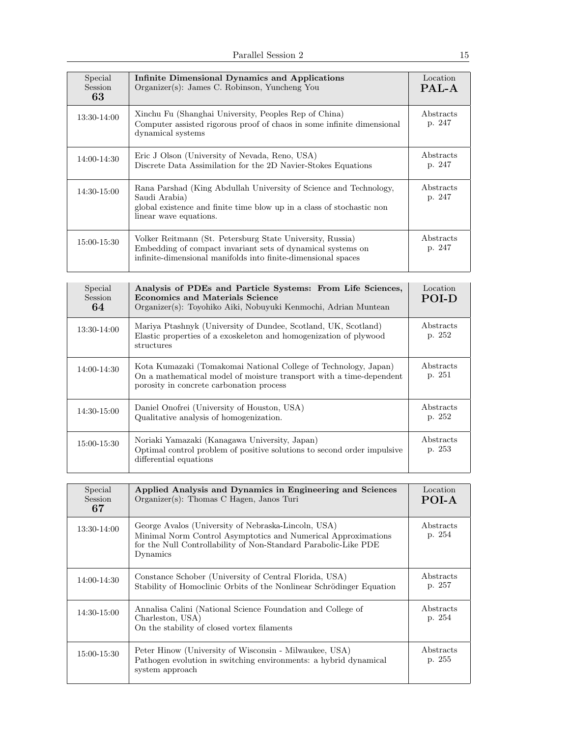| Special Session **63** | **Infinite Dimensional Dynamics and Applications** Organizer(s): James C. Robinson, Yuncheng You | Location **PAL-A** |
| --- | --- | --- |
| 13:30-14:00 | Xinchu Fu (Shanghai University, Peoples Rep of China) Computer assisted rigorous proof of chaos in some infinite dimensional dynamical systems | Abstracts p. 247 |
| 14:00-14:30 | Eric J Olson (University of Nevada, Reno, USA) Discrete Data Assimilation for the 2D Navier-Stokes Equations | Abstracts p. 247 |
| 14:30-15:00 | Rana Parshad (King Abdullah University of Science and Technology, Saudi Arabia) global existence and finite time blow up in a class of stochastic non linear wave equations. | Abstracts p. 247 |
| 15:00-15:30 | Volker Reitmann (St. Petersburg State University, Russia) Embedding of compact invariant sets of dynamical systems on infinite-dimensional manifolds into finite-dimensional spaces | Abstracts p. 247 |

| Special Session **64** | **Analysis of PDEs and Particle Systems: From Life Sciences, Economics and Materials Science** Organizer(s): Toyohiko Aiki, Nobuyuki Kenmochi, Adrian Muntean | Location **POI-D** |
| --- | --- | --- |
| 13:30-14:00 | Mariya Ptashnyk (University of Dundee, Scotland, UK, Scotland) Elastic properties of a exoskeleton and homogenization of plywood structures | Abstracts p. 252 |
| 14:00-14:30 | Kota Kumazaki (Tomakomai National College of Technology, Japan) On a mathematical model of moisture transport with a time-dependent porosity in concrete carbonation process | Abstracts p. 251 |
| 14:30-15:00 | Daniel Onofrei (University of Houston, USA) Qualitative analysis of homogenization. | Abstracts p. 252 |
| 15:00-15:30 | Noriaki Yamazaki (Kanagawa University, Japan) Optimal control problem of positive solutions to second order impulsive differential equations | Abstracts p. 253 |

| Special Session **67** | **Applied Analysis and Dynamics in Engineering and Sciences** Organizer(s): Thomas C Hagen, Janos Turi | Location **POI-A** |
| --- | --- | --- |
| 13:30-14:00 | George Avalos (University of Nebraska-Lincoln, USA) Minimal Norm Control Asymptotics and Numerical Approximations for the Null Controllability of Non-Standard Parabolic-Like PDE Dynamics | Abstracts p. 254 |
| 14:00-14:30 | Constance Schober (University of Central Florida, USA) Stability of Homoclinic Orbits of the Nonlinear Schrödinger Equation | Abstracts p. 257 |
| 14:30-15:00 | Annalisa Calini (National Science Foundation and College of Charleston, USA) On the stability of closed vortex filaments | Abstracts p. 254 |
| 15:00-15:30 | Peter Hinow (University of Wisconsin - Milwaukee, USA) Pathogen evolution in switching environments: a hybrid dynamical system approach | Abstracts p. 255 |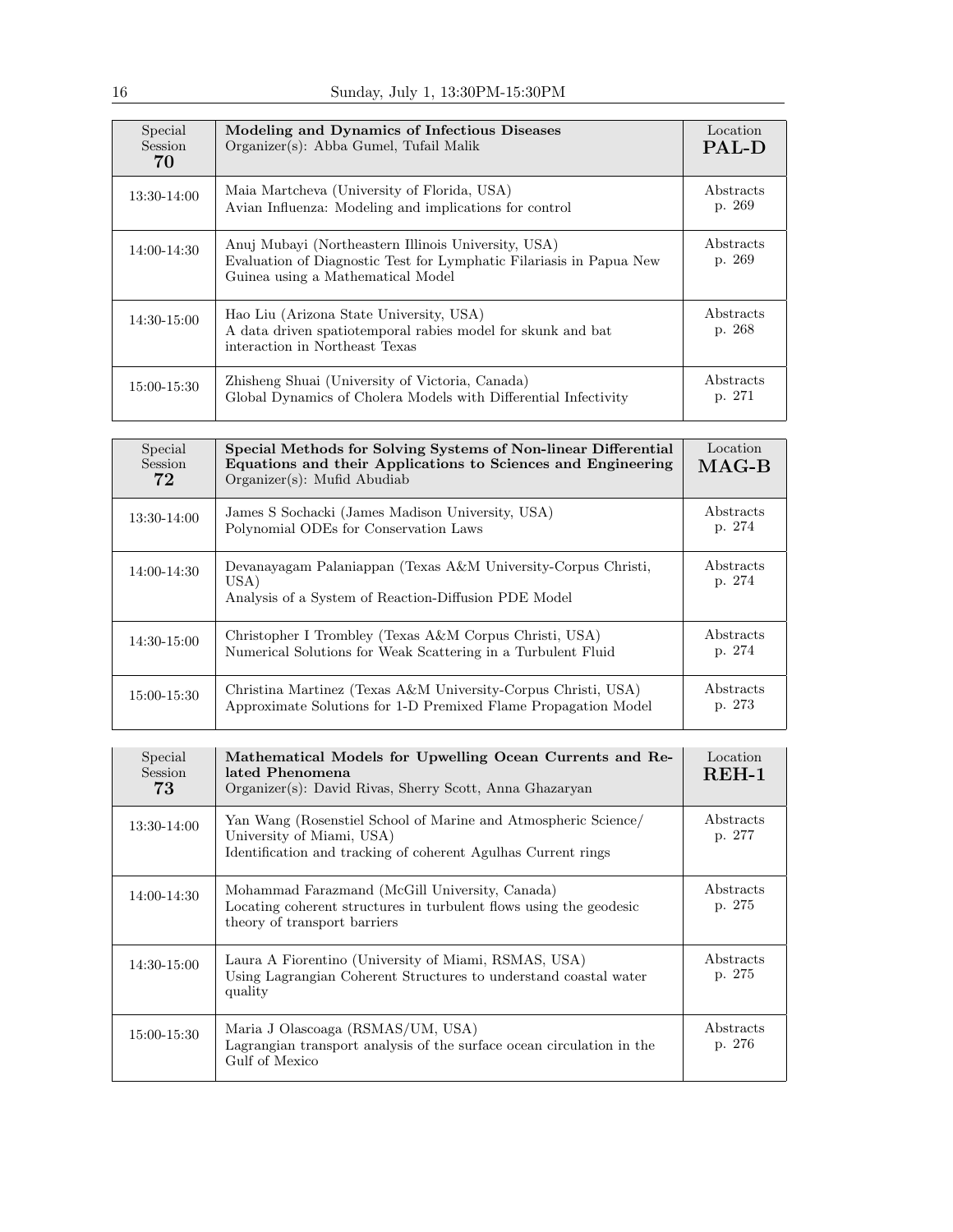| Special Session 70 | **Modeling and Dynamics of Infectious Diseases**<br>Organizer(s): Abba Gumel, Tufail Malik | Location **PAL-D** |
|---|---|---|
| 13:30-14:00 | Maia Martcheva (University of Florida, USA)<br>Avian Influenza: Modeling and implications for control | Abstracts p. 269 |
| 14:00-14:30 | Anuj Mubayi (Northeastern Illinois University, USA)<br>Evaluation of Diagnostic Test for Lymphatic Filariasis in Papua New Guinea using a Mathematical Model | Abstracts p. 269 |
| 14:30-15:00 | Hao Liu (Arizona State University, USA)<br>A data driven spatiotemporal rabies model for skunk and bat interaction in Northeast Texas | Abstracts p. 268 |
| 15:00-15:30 | Zhisheng Shuai (University of Victoria, Canada)<br>Global Dynamics of Cholera Models with Differential Infectivity | Abstracts p. 271 |

| Special Session 72 | **Special Methods for Solving Systems of Non-linear Differential Equations and their Applications to Sciences and Engineering**<br>Organizer(s): Mufid Abudiab | Location **MAG-B** |
|---|---|---|
| 13:30-14:00 | James S Sochacki (James Madison University, USA)<br>Polynomial ODEs for Conservation Laws | Abstracts p. 274 |
| 14:00-14:30 | Devanayagam Palaniappan (Texas A&M University-Corpus Christi, USA)<br>Analysis of a System of Reaction-Diffusion PDE Model | Abstracts p. 274 |
| 14:30-15:00 | Christopher I Trombley (Texas A&M Corpus Christi, USA)<br>Numerical Solutions for Weak Scattering in a Turbulent Fluid | Abstracts p. 274 |
| 15:00-15:30 | Christina Martinez (Texas A&M University-Corpus Christi, USA)<br>Approximate Solutions for 1-D Premixed Flame Propagation Model | Abstracts p. 273 |

| Special Session 73 | **Mathematical Models for Upwelling Ocean Currents and Related Phenomena**<br>Organizer(s): David Rivas, Sherry Scott, Anna Ghazaryan | Location **REH-1** |
|---|---|---|
| 13:30-14:00 | Yan Wang (Rosenstiel School of Marine and Atmospheric Science/ University of Miami, USA)<br>Identification and tracking of coherent Agulhas Current rings | Abstracts p. 277 |
| 14:00-14:30 | Mohammad Farazmand (McGill University, Canada)<br>Locating coherent structures in turbulent flows using the geodesic theory of transport barriers | Abstracts p. 275 |
| 14:30-15:00 | Laura A Fiorentino (University of Miami, RSMAS, USA)<br>Using Lagrangian Coherent Structures to understand coastal water quality | Abstracts p. 275 |
| 15:00-15:30 | Maria J Olascoaga (RSMAS/UM, USA)<br>Lagrangian transport analysis of the surface ocean circulation in the Gulf of Mexico | Abstracts p. 276 |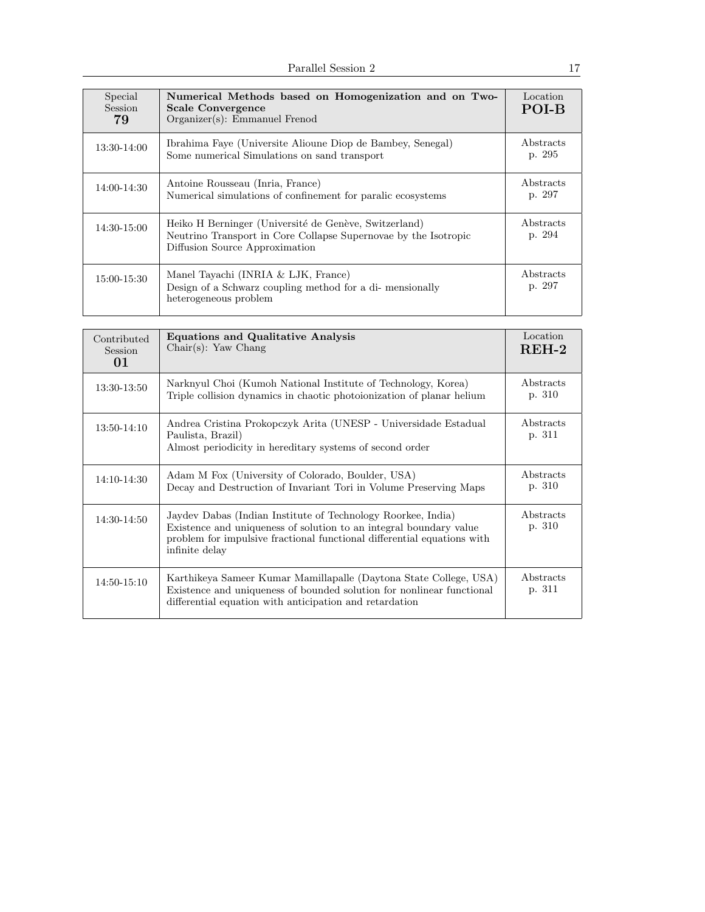| Special Session 79 | **Numerical Methods based on Homogenization and on Two-Scale Convergence**<br>Organizer(s): Emmanuel Frenod | Location **POI-B** |
|---|---|---|
| 13:30-14:00 | Ibrahima Faye (Universite Alioune Diop de Bambey, Senegal)<br>Some numerical Simulations on sand transport | Abstracts p. 295 |
| 14:00-14:30 | Antoine Rousseau (Inria, France)<br>Numerical simulations of confinement for paralic ecosystems | Abstracts p. 297 |
| 14:30-15:00 | Heiko H Berninger (Université de Genève, Switzerland)<br>Neutrino Transport in Core Collapse Supernovae by the Isotropic Diffusion Source Approximation | Abstracts p. 294 |
| 15:00-15:30 | Manel Tayachi (INRIA & LJK, France)<br>Design of a Schwarz coupling method for a di- mensionally heterogeneous problem | Abstracts p. 297 |

| Contributed Session 01 | **Equations and Qualitative Analysis**<br>Chair(s): Yaw Chang | Location **REH-2** |
|---|---|---|
| 13:30-13:50 | Narknyul Choi (Kumoh National Institute of Technology, Korea)<br>Triple collision dynamics in chaotic photoionization of planar helium | Abstracts p. 310 |
| 13:50-14:10 | Andrea Cristina Prokopczyk Arita (UNESP - Universidade Estadual Paulista, Brazil)<br>Almost periodicity in hereditary systems of second order | Abstracts p. 311 |
| 14:10-14:30 | Adam M Fox (University of Colorado, Boulder, USA)<br>Decay and Destruction of Invariant Tori in Volume Preserving Maps | Abstracts p. 310 |
| 14:30-14:50 | Jaydev Dabas (Indian Institute of Technology Roorkee, India)<br>Existence and uniqueness of solution to an integral boundary value problem for impulsive fractional functional differential equations with infinite delay | Abstracts p. 310 |
| 14:50-15:10 | Karthikeya Sameer Kumar Mamillapalle (Daytona State College, USA)<br>Existence and uniqueness of bounded solution for nonlinear functional differential equation with anticipation and retardation | Abstracts p. 311 |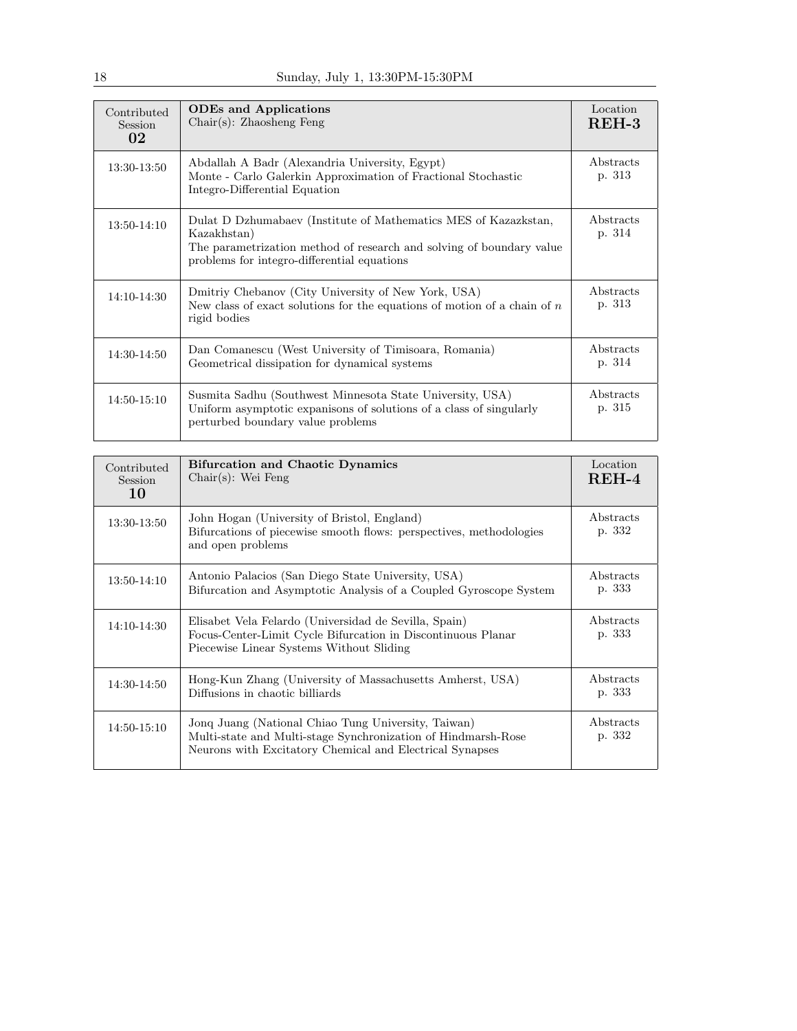| Contributed Session 02 | **ODEs and Applications** Chair(s): Zhaosheng Feng | Location **REH-3** |
| --- | --- | --- |
| 13:30-13:50 | Abdallah A Badr (Alexandria University, Egypt) Monte - Carlo Galerkin Approximation of Fractional Stochastic Integro-Differential Equation | Abstracts p. 313 |
| 13:50-14:10 | Dulat D Dzhumabaev (Institute of Mathematics MES of Kazazkstan, Kazakhstan) The parametrization method of research and solving of boundary value problems for integro-differential equations | Abstracts p. 314 |
| 14:10-14:30 | Dmitriy Chebanov (City University of New York, USA) New class of exact solutions for the equations of motion of a chain of $n$ rigid bodies | Abstracts p. 313 |
| 14:30-14:50 | Dan Comanescu (West University of Timisoara, Romania) Geometrical dissipation for dynamical systems | Abstracts p. 314 |
| 14:50-15:10 | Susmita Sadhu (Southwest Minnesota State University, USA) Uniform asymptotic expanisons of solutions of a class of singularly perturbed boundary value problems | Abstracts p. 315 |

| Contributed Session 10 | **Bifurcation and Chaotic Dynamics** Chair(s): Wei Feng | Location **REH-4** |
| --- | --- | --- |
| 13:30-13:50 | John Hogan (University of Bristol, England) Bifurcations of piecewise smooth flows: perspectives, methodologies and open problems | Abstracts p. 332 |
| 13:50-14:10 | Antonio Palacios (San Diego State University, USA) Bifurcation and Asymptotic Analysis of a Coupled Gyroscope System | Abstracts p. 333 |
| 14:10-14:30 | Elisabet Vela Felardo (Universidad de Sevilla, Spain) Focus-Center-Limit Cycle Bifurcation in Discontinuous Planar Piecewise Linear Systems Without Sliding | Abstracts p. 333 |
| 14:30-14:50 | Hong-Kun Zhang (University of Massachusetts Amherst, USA) Diffusions in chaotic billiards | Abstracts p. 333 |
| 14:50-15:10 | Jonq Juang (National Chiao Tung University, Taiwan) Multi-state and Multi-stage Synchronization of Hindmarsh-Rose Neurons with Excitatory Chemical and Electrical Synapses | Abstracts p. 332 |